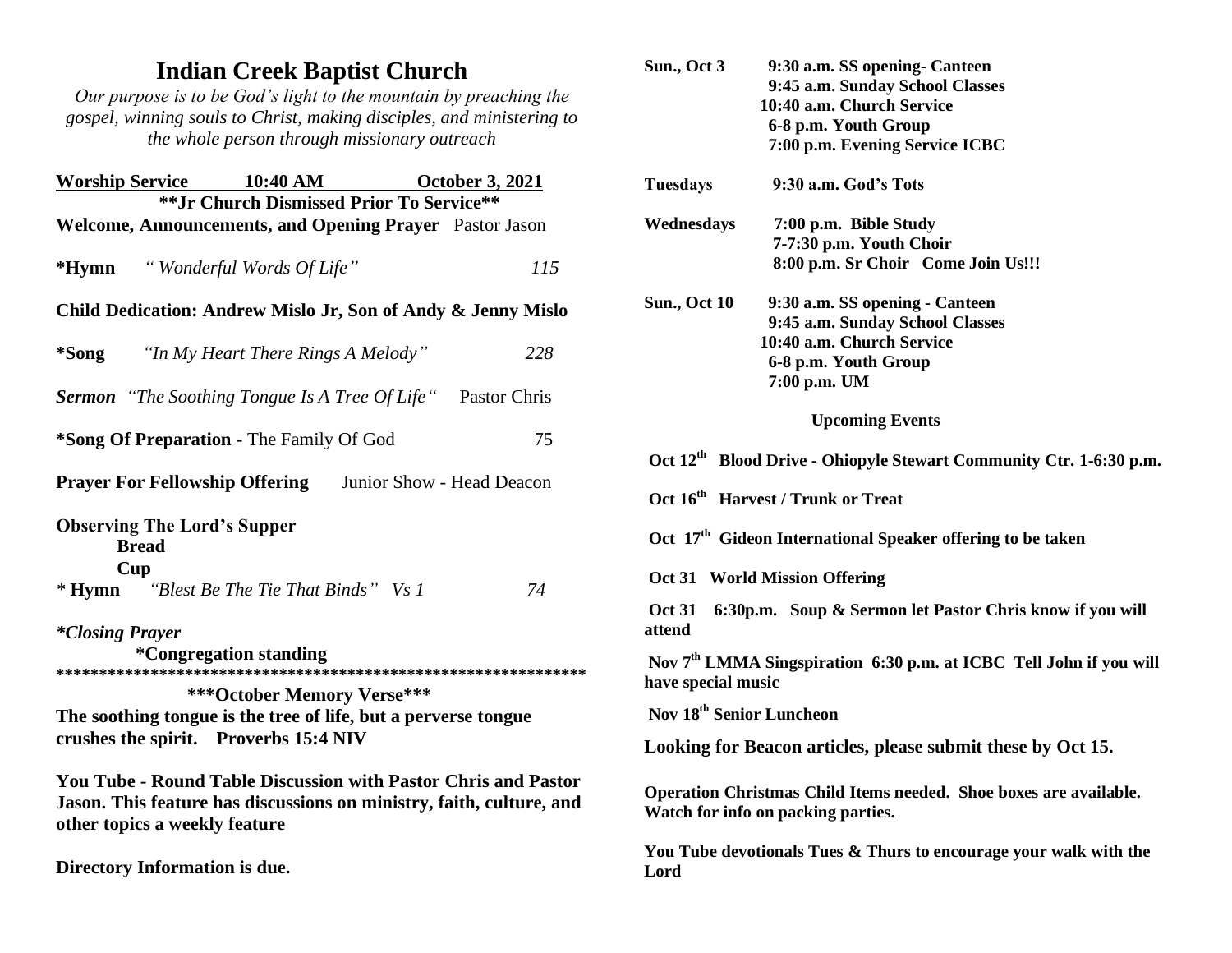# Indian Creek Baptist Church

*Our purpose is to be God's light to the mountain by preaching the gospel, winning souls to Christ, making disciples, and ministering to the whole person through missionary outreach*

**Worship Service 10:40 AM October 3, 2021**

**\*\*Jr Church Dismissed Prior To Service\*\***

**Welcome, Announcements, and Opening Prayer** Pastor Jason

**\*Hymn** *" Wonderful Words Of Life"* 115

**Child Dedication: Andrew Mislo Jr, Son of Andy & Jenny Mislo**

**\*Song** *"In My Heart There Rings A Melody"* 228

***Sermon*** *"The Soothing Tongue Is A Tree Of Life"* Pastor Chris

**\*Song Of Preparation** - The Family Of God 75

**Prayer For Fellowship Offering** Junior Show - Head Deacon

**Observing The Lord's Supper**
- **Bread**
- **Cup**

\* **Hymn** *"Blest Be The Tie That Binds" Vs 1* 74

***\*Closing Prayer***

**\*Congregation standing**

**\*\*\*\*\*\*\*\*\*\*\*\*\*\*\*\*\*\*\*\*\*\*\*\*\*\*\*\*\*\*\*\*\*\*\*\*\*\*\*\*\*\*\*\*\*\*\*\*\*\*\*\*\*\*\*\*\*\*\*\*\***

**\*\*\*October Memory Verse\*\*\***

**The soothing tongue is the tree of life, but a perverse tongue crushes the spirit. Proverbs 15:4 NIV**

**You Tube - Round Table Discussion with Pastor Chris and Pastor Jason. This feature has discussions on ministry, faith, culture, and other topics a weekly feature**

**Directory Information is due.**

**Sun., Oct 3**
- **9:30 a.m. SS opening- Canteen**
- **9:45 a.m. Sunday School Classes**
- **10:40 a.m. Church Service**
- **6-8 p.m. Youth Group**
- **7:00 p.m. Evening Service ICBC**

**Tuesdays**
- **9:30 a.m. God's Tots**

**Wednesdays**
- **7:00 p.m. Bible Study**
- **7-7:30 p.m. Youth Choir**
- **8:00 p.m. Sr Choir Come Join Us!!!**

**Sun., Oct 10**
- **9:30 a.m. SS opening - Canteen**
- **9:45 a.m. Sunday School Classes**
- **10:40 a.m. Church Service**
- **6-8 p.m. Youth Group**
- **7:00 p.m. UM**

**Upcoming Events**

**Oct 12th Blood Drive - Ohiopyle Stewart Community Ctr. 1-6:30 p.m.**

**Oct 16th Harvest / Trunk or Treat**

**Oct 17th Gideon International Speaker offering to be taken**

**Oct 31 World Mission Offering**

**Oct 31 6:30p.m. Soup & Sermon let Pastor Chris know if you will attend**

**Nov 7th LMMA Singspiration 6:30 p.m. at ICBC Tell John if you will have special music**

**Nov 18th Senior Luncheon**

**Looking for Beacon articles, please submit these by Oct 15.**

**Operation Christmas Child Items needed. Shoe boxes are available. Watch for info on packing parties.**

**You Tube devotionals Tues & Thurs to encourage your walk with the Lord**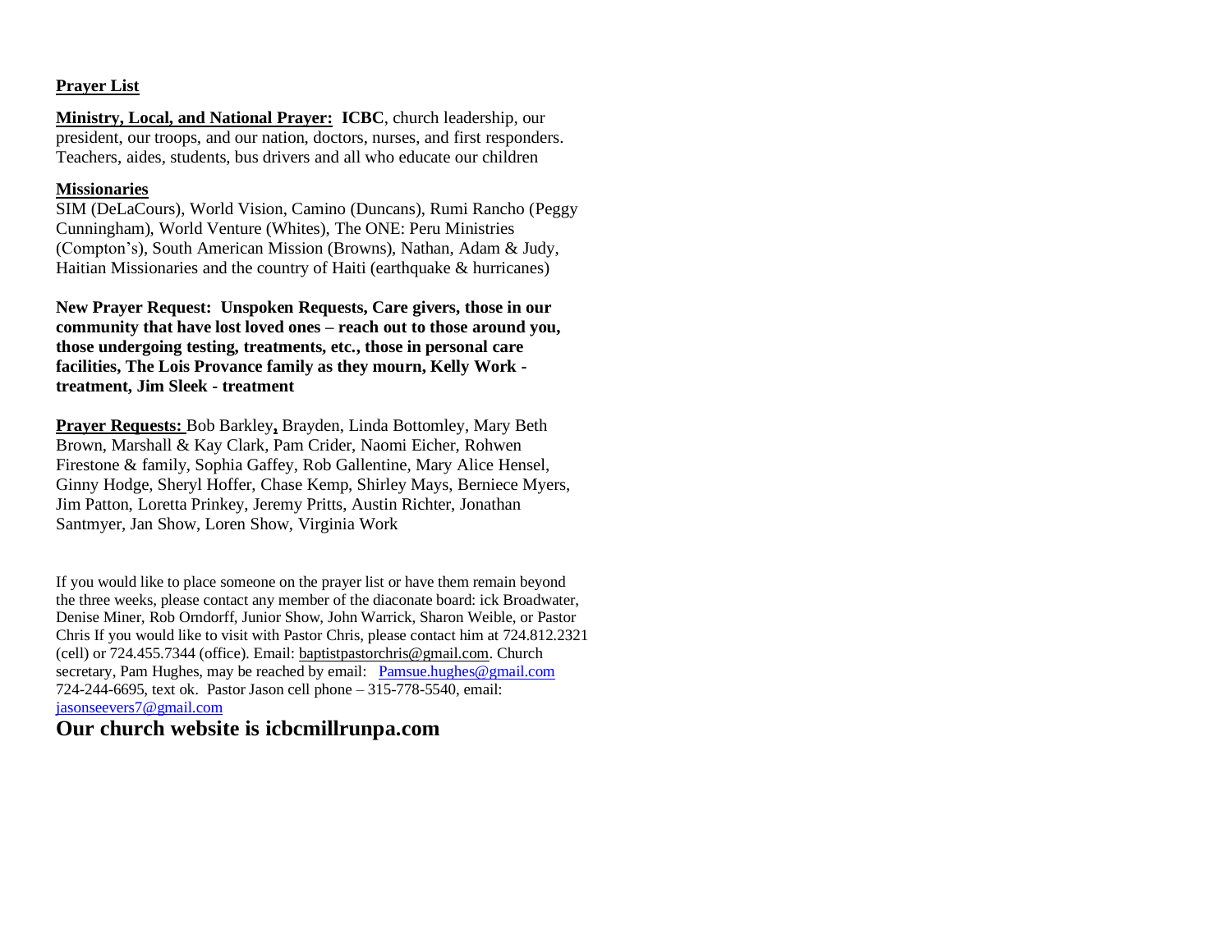**Prayer List**

**Ministry, Local, and National Prayer: ICBC**, church leadership, our president, our troops, and our nation, doctors, nurses, and first responders. Teachers, aides, students, bus drivers and all who educate our children

**Missionaries**

SIM (DeLaCours), World Vision, Camino (Duncans), Rumi Rancho (Peggy Cunningham), World Venture (Whites), The ONE: Peru Ministries (Compton's), South American Mission (Browns), Nathan, Adam & Judy, Haitian Missionaries and the country of Haiti (earthquake & hurricanes)

**New Prayer Request: Unspoken Requests, Care givers, those in our community that have lost loved ones – reach out to those around you, those undergoing testing, treatments, etc., those in personal care facilities, The Lois Provance family as they mourn, Kelly Work - treatment, Jim Sleek - treatment**

**Prayer Requests:** Bob Barkley, Brayden, Linda Bottomley, Mary Beth Brown, Marshall & Kay Clark, Pam Crider, Naomi Eicher, Rohwen Firestone & family, Sophia Gaffey, Rob Gallentine, Mary Alice Hensel, Ginny Hodge, Sheryl Hoffer, Chase Kemp, Shirley Mays, Berniece Myers, Jim Patton, Loretta Prinkey, Jeremy Pritts, Austin Richter, Jonathan Santmyer, Jan Show, Loren Show, Virginia Work

If you would like to place someone on the prayer list or have them remain beyond the three weeks, please contact any member of the diaconate board: ick Broadwater, Denise Miner, Rob Orndorff, Junior Show, John Warrick, Sharon Weible, or Pastor Chris If you would like to visit with Pastor Chris, please contact him at 724.812.2321 (cell) or 724.455.7344 (office). Email: baptistpastorchris@gmail.com. Church secretary, Pam Hughes, may be reached by email: Pamsue.hughes@gmail.com 724-244-6695, text ok. Pastor Jason cell phone – 315-778-5540, email: jasonseevers7@gmail.com

## Our church website is icbcmillrunpa.com